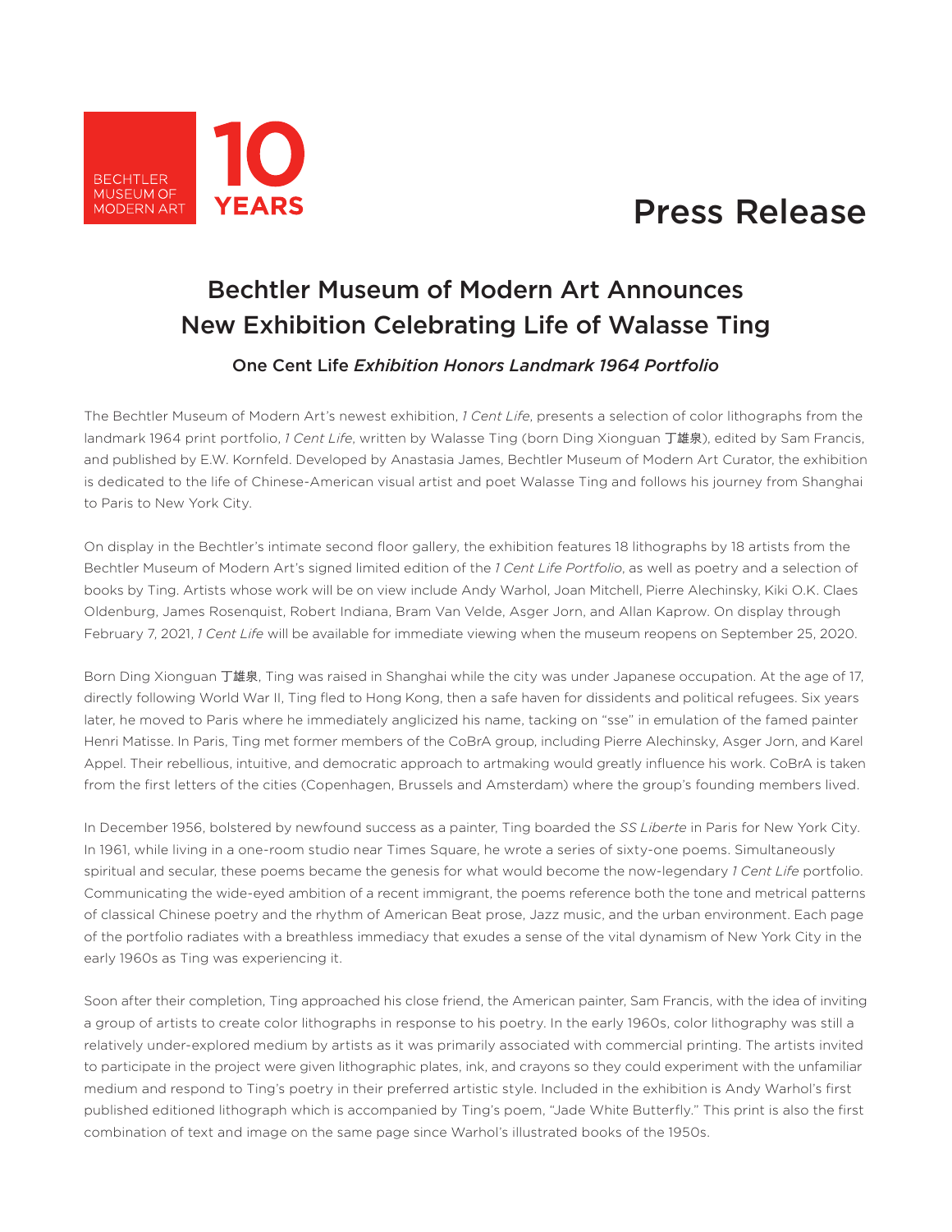BECHTLER MUSEUM OF MODERN ART **10 YEARS**

# Press Release

## Bechtler Museum of Modern Art Announces New Exhibition Celebrating Life of Walasse Ting

### One Cent Life *Exhibition Honors Landmark 1964 Portfolio*

The Bechtler Museum of Modern Art's newest exhibition, *1 Cent Life*, presents a selection of color lithographs from the landmark 1964 print portfolio, *1 Cent Life*, written by Walasse Ting (born Ding Xiongquan 丁雄泉), edited by Sam Francis, and published by E.W. Kornfeld. Developed by Anastasia James, Bechtler Museum of Modern Art Curator, the exhibition is dedicated to the life of Chinese-American visual artist and poet Walasse Ting and follows his journey from Shanghai to Paris to New York City.

On display in the Bechtler's intimate second floor gallery, the exhibition features 18 lithographs by 18 artists from the Bechtler Museum of Modern Art's signed limited edition of the *1 Cent Life Portfolio*, as well as poetry and a selection of books by Ting. Artists whose work will be on view include Andy Warhol, Joan Mitchell, Pierre Alechinsky, Kiki O.K. Claes Oldenburg, James Rosenquist, Robert Indiana, Bram Van Velde, Asger Jorn, and Allan Kaprow. On display through February 7, 2021, *1 Cent Life* will be available for immediate viewing when the museum reopens on September 25, 2020.

Born Ding Xiongquan 丁雄泉, Ting was raised in Shanghai while the city was under Japanese occupation. At the age of 17, directly following World War II, Ting fled to Hong Kong, then a safe haven for dissidents and political refugees. Six years later, he moved to Paris where he immediately anglicized his name, tacking on "sse" in emulation of the famed painter Henri Matisse. In Paris, Ting met former members of the CoBrA group, including Pierre Alechinsky, Asger Jorn, and Karel Appel. Their rebellious, intuitive, and democratic approach to artmaking would greatly influence his work. CoBrA is taken from the first letters of the cities (Copenhagen, Brussels and Amsterdam) where the group's founding members lived.

In December 1956, bolstered by newfound success as a painter, Ting boarded the *SS Liberte* in Paris for New York City. In 1961, while living in a one-room studio near Times Square, he wrote a series of sixty-one poems. Simultaneously spiritual and secular, these poems became the genesis for what would become the now-legendary *1 Cent Life* portfolio. Communicating the wide-eyed ambition of a recent immigrant, the poems reference both the tone and metrical patterns of classical Chinese poetry and the rhythm of American Beat prose, Jazz music, and the urban environment. Each page of the portfolio radiates with a breathless immediacy that exudes a sense of the vital dynamism of New York City in the early 1960s as Ting was experiencing it.

Soon after their completion, Ting approached his close friend, the American painter, Sam Francis, with the idea of inviting a group of artists to create color lithographs in response to his poetry. In the early 1960s, color lithography was still a relatively under-explored medium by artists as it was primarily associated with commercial printing. The artists invited to participate in the project were given lithographic plates, ink, and crayons so they could experiment with the unfamiliar medium and respond to Ting's poetry in their preferred artistic style. Included in the exhibition is Andy Warhol's first published editioned lithograph which is accompanied by Ting's poem, "Jade White Butterfly." This print is also the first combination of text and image on the same page since Warhol's illustrated books of the 1950s.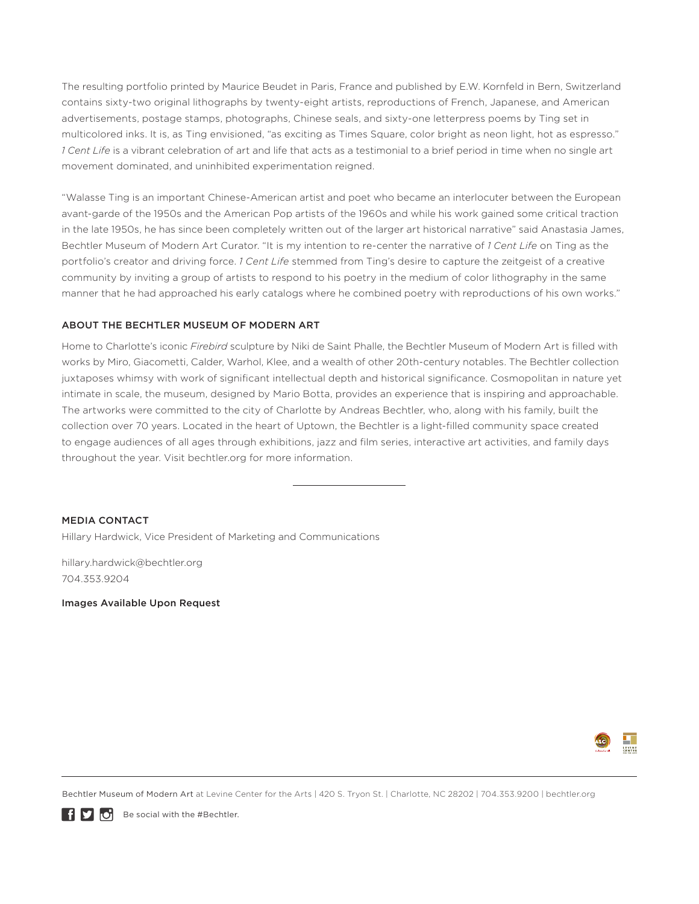The resulting portfolio printed by Maurice Beudet in Paris, France and published by E.W. Kornfeld in Bern, Switzerland contains sixty-two original lithographs by twenty-eight artists, reproductions of French, Japanese, and American advertisements, postage stamps, photographs, Chinese seals, and sixty-one letterpress poems by Ting set in multicolored inks. It is, as Ting envisioned, "as exciting as Times Square, color bright as neon light, hot as espresso." *1 Cent Life* is a vibrant celebration of art and life that acts as a testimonial to a brief period in time when no single art movement dominated, and uninhibited experimentation reigned.

"Walasse Ting is an important Chinese-American artist and poet who became an interlocuter between the European avant-garde of the 1950s and the American Pop artists of the 1960s and while his work gained some critical traction in the late 1950s, he has since been completely written out of the larger art historical narrative" said Anastasia James, Bechtler Museum of Modern Art Curator. "It is my intention to re-center the narrative of *1 Cent Life* on Ting as the portfolio's creator and driving force. *1 Cent Life* stemmed from Ting's desire to capture the zeitgeist of a creative community by inviting a group of artists to respond to his poetry in the medium of color lithography in the same manner that he had approached his early catalogs where he combined poetry with reproductions of his own works."

## ABOUT THE BECHTLER MUSEUM OF MODERN ART

Home to Charlotte's iconic *Firebird* sculpture by Niki de Saint Phalle, the Bechtler Museum of Modern Art is filled with works by Miro, Giacometti, Calder, Warhol, Klee, and a wealth of other 20th-century notables. The Bechtler collection juxtaposes whimsy with work of significant intellectual depth and historical significance. Cosmopolitan in nature yet intimate in scale, the museum, designed by Mario Botta, provides an experience that is inspiring and approachable. The artworks were committed to the city of Charlotte by Andreas Bechtler, who, along with his family, built the collection over 70 years. Located in the heart of Uptown, the Bechtler is a light-filled community space created to engage audiences of all ages through exhibitions, jazz and film series, interactive art activities, and family days throughout the year. Visit bechtler.org for more information.

---

## MEDIA CONTACT

Hillary Hardwick, Vice President of Marketing and Communications

hillary.hardwick@bechtler.org
704.353.9204

**Images Available Upon Request**

Bechtler Museum of Modern Art at Levine Center for the Arts | 420 S. Tryon St. | Charlotte, NC 28202 | 704.353.9200 | bechtler.org

Be social with the #Bechtler.